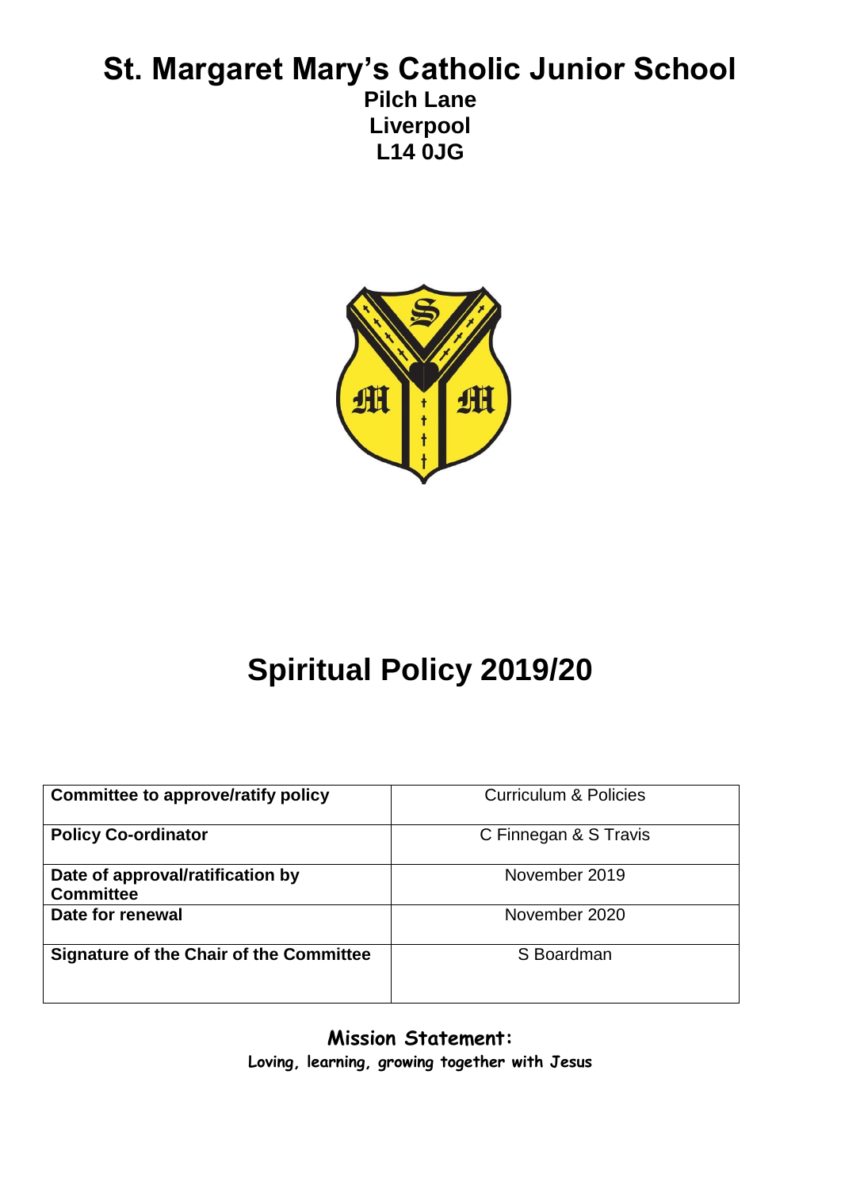# St. Margaret Mary's Catholic Junior School

**Pilch Lane**
**Liverpool**
**L14 0JG**

# Spiritual Policy 2019/20

| | |
|---|---|
| **Committee to approve/ratify policy** | Curriculum & Policies |
| **Policy Co-ordinator** | C Finnegan & S Travis |
| **Date of approval/ratification by Committee** | November 2019 |
| **Date for renewal** | November 2020 |
| **Signature of the Chair of the Committee** | S Boardman |

**Mission Statement:**

**Loving, learning, growing together with Jesus**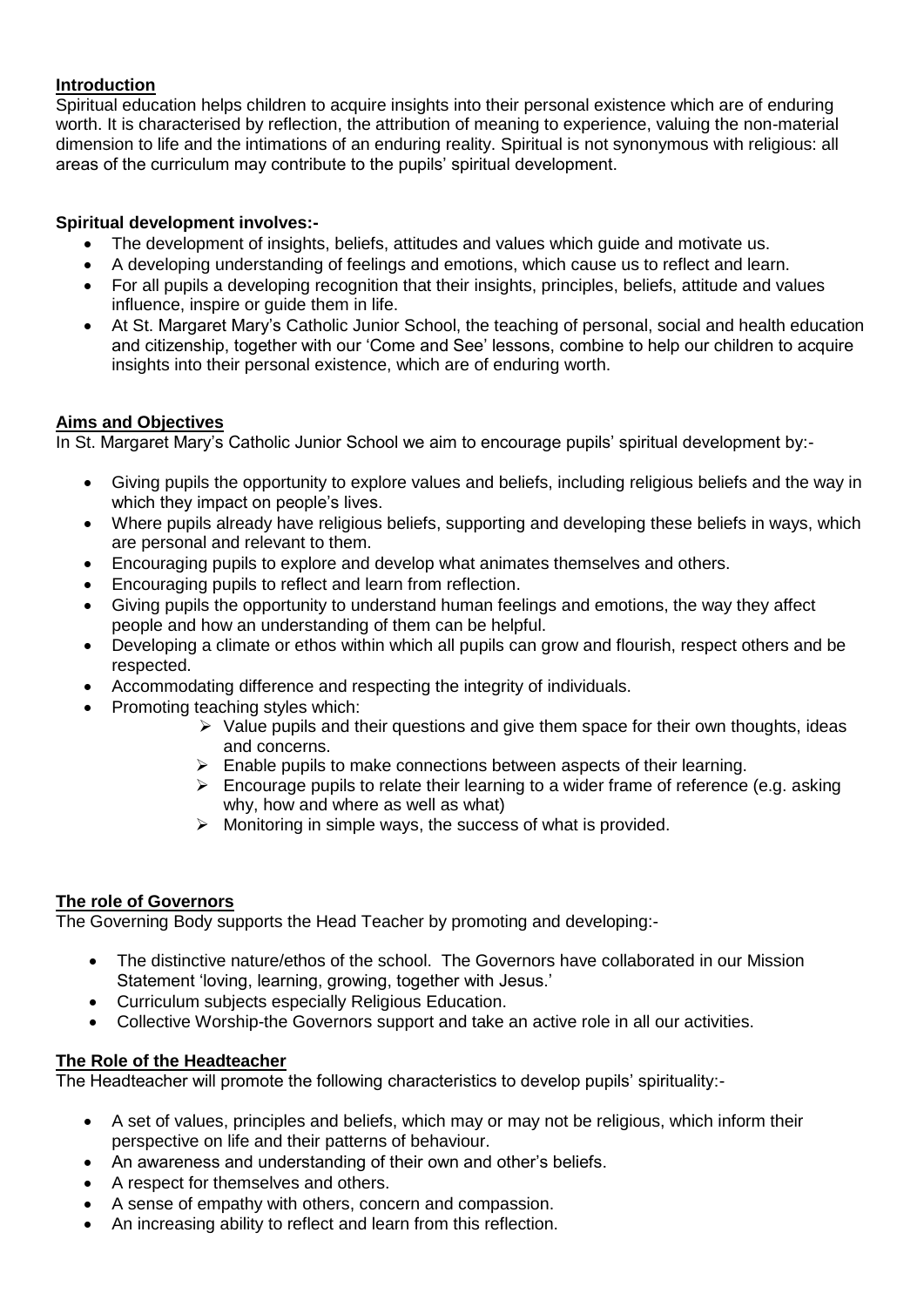## Introduction

Spiritual education helps children to acquire insights into their personal existence which are of enduring worth. It is characterised by reflection, the attribution of meaning to experience, valuing the non-material dimension to life and the intimations of an enduring reality. Spiritual is not synonymous with religious: all areas of the curriculum may contribute to the pupils' spiritual development.

**Spiritual development involves:-**

- The development of insights, beliefs, attitudes and values which guide and motivate us.
- A developing understanding of feelings and emotions, which cause us to reflect and learn.
- For all pupils a developing recognition that their insights, principles, beliefs, attitude and values influence, inspire or guide them in life.
- At St. Margaret Mary's Catholic Junior School, the teaching of personal, social and health education and citizenship, together with our 'Come and See' lessons, combine to help our children to acquire insights into their personal existence, which are of enduring worth.

## Aims and Objectives

In St. Margaret Mary's Catholic Junior School we aim to encourage pupils' spiritual development by:-

- Giving pupils the opportunity to explore values and beliefs, including religious beliefs and the way in which they impact on people's lives.
- Where pupils already have religious beliefs, supporting and developing these beliefs in ways, which are personal and relevant to them.
- Encouraging pupils to explore and develop what animates themselves and others.
- Encouraging pupils to reflect and learn from reflection.
- Giving pupils the opportunity to understand human feelings and emotions, the way they affect people and how an understanding of them can be helpful.
- Developing a climate or ethos within which all pupils can grow and flourish, respect others and be respected.
- Accommodating difference and respecting the integrity of individuals.
- Promoting teaching styles which:
  - Value pupils and their questions and give them space for their own thoughts, ideas and concerns.
  - Enable pupils to make connections between aspects of their learning.
  - Encourage pupils to relate their learning to a wider frame of reference (e.g. asking why, how and where as well as what)
  - Monitoring in simple ways, the success of what is provided.

## The role of Governors

The Governing Body supports the Head Teacher by promoting and developing:-

- The distinctive nature/ethos of the school. The Governors have collaborated in our Mission Statement 'loving, learning, growing, together with Jesus.'
- Curriculum subjects especially Religious Education.
- Collective Worship-the Governors support and take an active role in all our activities.

## The Role of the Headteacher

The Headteacher will promote the following characteristics to develop pupils' spirituality:-

- A set of values, principles and beliefs, which may or may not be religious, which inform their perspective on life and their patterns of behaviour.
- An awareness and understanding of their own and other's beliefs.
- A respect for themselves and others.
- A sense of empathy with others, concern and compassion.
- An increasing ability to reflect and learn from this reflection.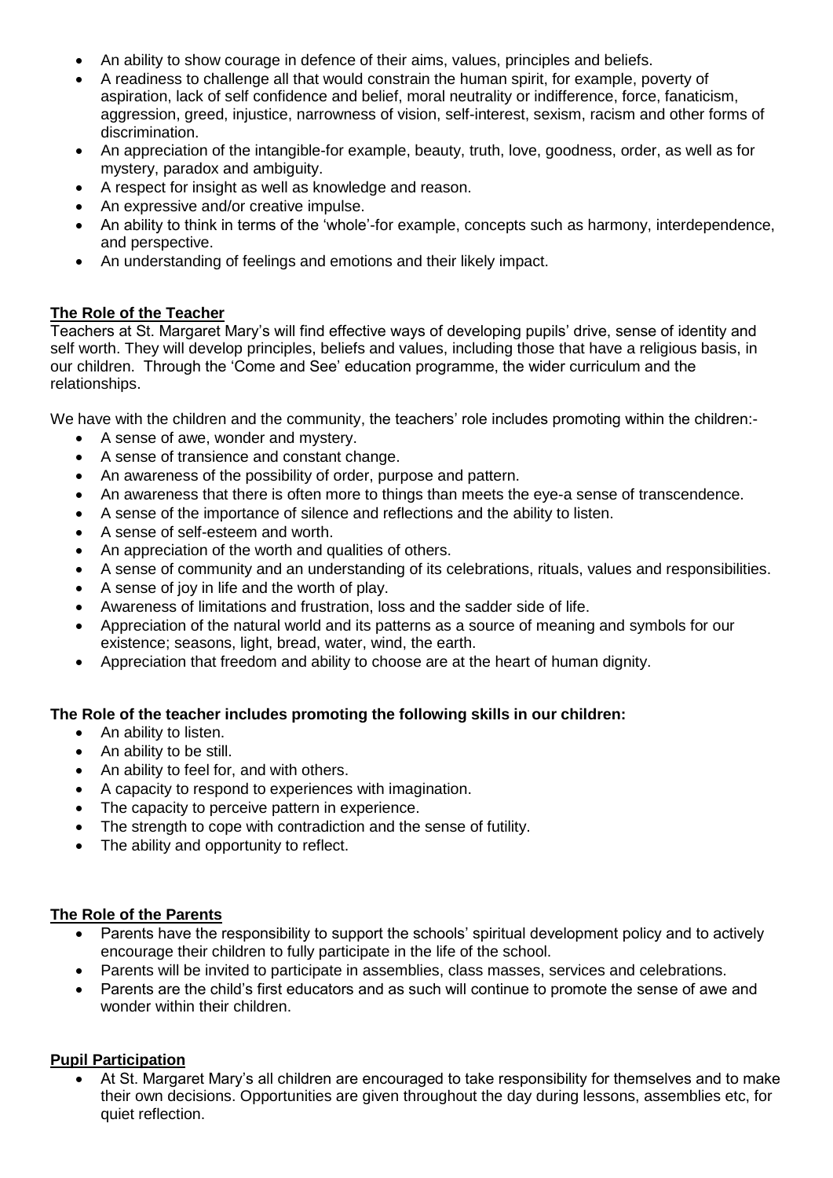- An ability to show courage in defence of their aims, values, principles and beliefs.
- A readiness to challenge all that would constrain the human spirit, for example, poverty of aspiration, lack of self confidence and belief, moral neutrality or indifference, force, fanaticism, aggression, greed, injustice, narrowness of vision, self-interest, sexism, racism and other forms of discrimination.
- An appreciation of the intangible-for example, beauty, truth, love, goodness, order, as well as for mystery, paradox and ambiguity.
- A respect for insight as well as knowledge and reason.
- An expressive and/or creative impulse.
- An ability to think in terms of the 'whole'-for example, concepts such as harmony, interdependence, and perspective.
- An understanding of feelings and emotions and their likely impact.

**The Role of the Teacher**

Teachers at St. Margaret Mary's will find effective ways of developing pupils' drive, sense of identity and self worth. They will develop principles, beliefs and values, including those that have a religious basis, in our children. Through the 'Come and See' education programme, the wider curriculum and the relationships.

We have with the children and the community, the teachers' role includes promoting within the children:-

- A sense of awe, wonder and mystery.
- A sense of transience and constant change.
- An awareness of the possibility of order, purpose and pattern.
- An awareness that there is often more to things than meets the eye-a sense of transcendence.
- A sense of the importance of silence and reflections and the ability to listen.
- A sense of self-esteem and worth.
- An appreciation of the worth and qualities of others.
- A sense of community and an understanding of its celebrations, rituals, values and responsibilities.
- A sense of joy in life and the worth of play.
- Awareness of limitations and frustration, loss and the sadder side of life.
- Appreciation of the natural world and its patterns as a source of meaning and symbols for our existence; seasons, light, bread, water, wind, the earth.
- Appreciation that freedom and ability to choose are at the heart of human dignity.

**The Role of the teacher includes promoting the following skills in our children:**

- An ability to listen.
- An ability to be still.
- An ability to feel for, and with others.
- A capacity to respond to experiences with imagination.
- The capacity to perceive pattern in experience.
- The strength to cope with contradiction and the sense of futility.
- The ability and opportunity to reflect.

**The Role of the Parents**

- Parents have the responsibility to support the schools' spiritual development policy and to actively encourage their children to fully participate in the life of the school.
- Parents will be invited to participate in assemblies, class masses, services and celebrations.
- Parents are the child's first educators and as such will continue to promote the sense of awe and wonder within their children.

**Pupil Participation**

- At St. Margaret Mary's all children are encouraged to take responsibility for themselves and to make their own decisions. Opportunities are given throughout the day during lessons, assemblies etc, for quiet reflection.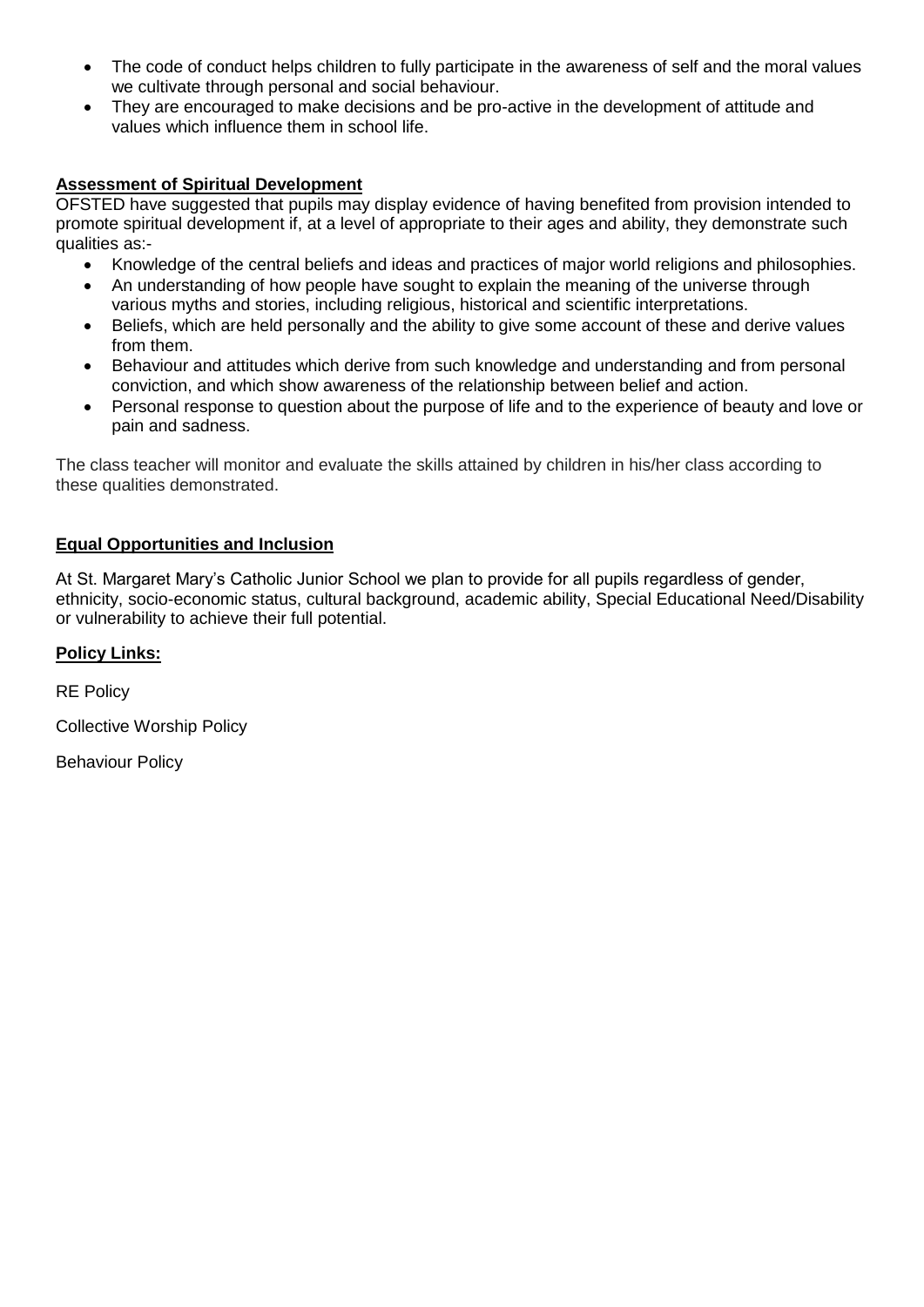- The code of conduct helps children to fully participate in the awareness of self and the moral values we cultivate through personal and social behaviour.
- They are encouraged to make decisions and be pro-active in the development of attitude and values which influence them in school life.

**Assessment of Spiritual Development**

OFSTED have suggested that pupils may display evidence of having benefited from provision intended to promote spiritual development if, at a level of appropriate to their ages and ability, they demonstrate such qualities as:-

- Knowledge of the central beliefs and ideas and practices of major world religions and philosophies.
- An understanding of how people have sought to explain the meaning of the universe through various myths and stories, including religious, historical and scientific interpretations.
- Beliefs, which are held personally and the ability to give some account of these and derive values from them.
- Behaviour and attitudes which derive from such knowledge and understanding and from personal conviction, and which show awareness of the relationship between belief and action.
- Personal response to question about the purpose of life and to the experience of beauty and love or pain and sadness.

The class teacher will monitor and evaluate the skills attained by children in his/her class according to these qualities demonstrated.

**Equal Opportunities and Inclusion**

At St. Margaret Mary's Catholic Junior School we plan to provide for all pupils regardless of gender, ethnicity, socio-economic status, cultural background, academic ability, Special Educational Need/Disability or vulnerability to achieve their full potential.

**Policy Links:**

RE Policy

Collective Worship Policy

Behaviour Policy